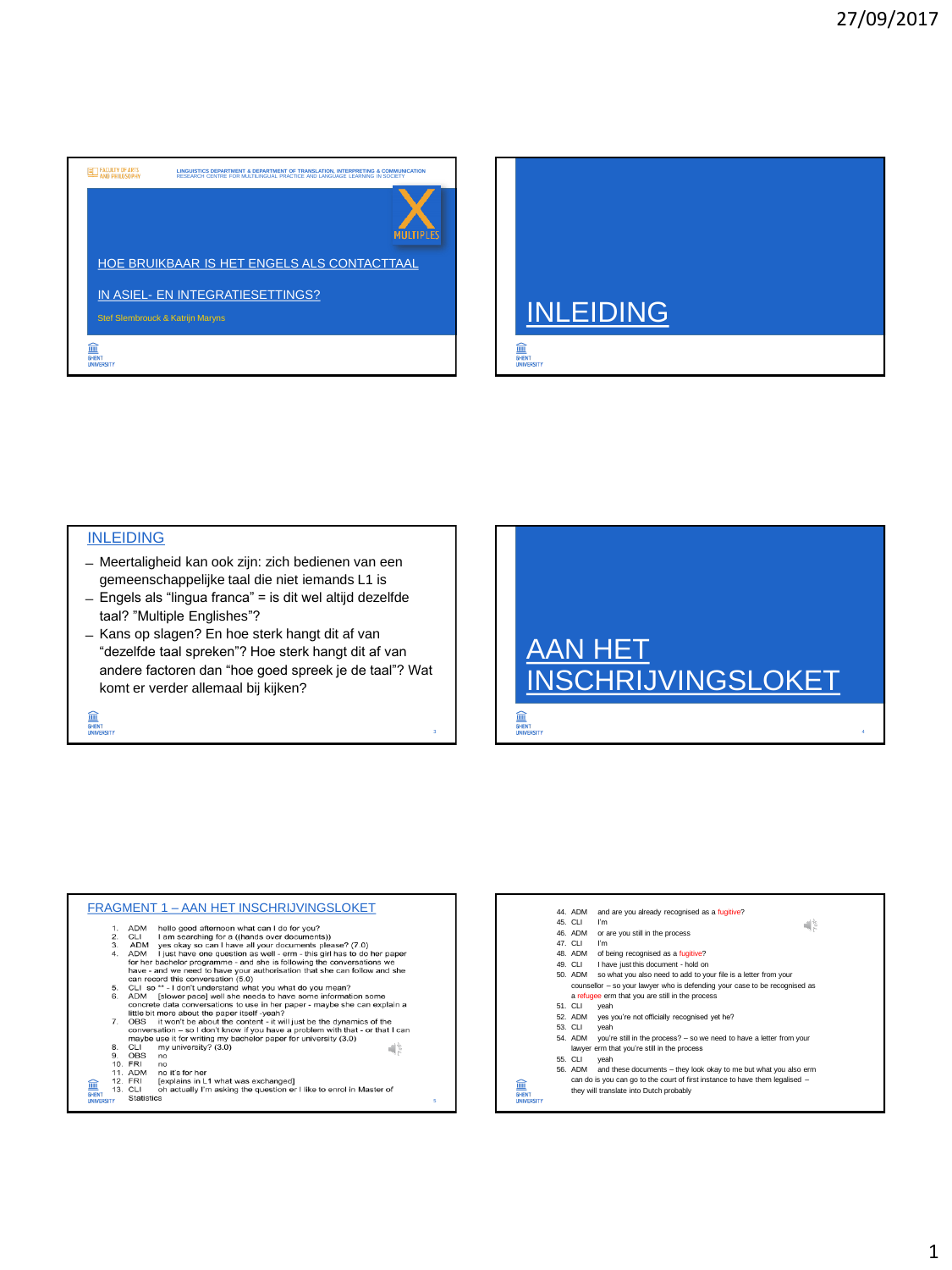FACULTY OF ARTS AND PHILOSOPHY

LINGUISTICS DEPARTMENT & DEPARTMENT OF TRANSLATION, INTERPRETING & COMMUNICATION
RESEARCH CENTRE FOR MULTILINGUAL PRACTICE AND LANGUAGE LEARNING IN SOCIETY

MULTIPLES

# HOE BRUIKBAAR IS HET ENGELS ALS CONTACTTAAL IN ASIEL- EN INTEGRATIESETTINGS?

Stef Slembrouck & Katrijn Maryns

# INLEIDING

## INLEIDING

- Meertaligheid kan ook zijn: zich bedienen van een gemeenschappelijke taal die niet iemands L1 is
- Engels als "lingua franca" = is dit wel altijd dezelfde taal? "Multiple Englishes"?
- Kans op slagen? En hoe sterk hangt dit af van "dezelfde taal spreken"? Hoe sterk hangt dit af van andere factoren dan "hoe goed spreek je de taal"? Wat komt er verder allemaal bij kijken?

# AAN HET INSCHRIJVINGSLOKET

## FRAGMENT 1 – AAN HET INSCHRIJVINGSLOKET

1. ADM hello good afternoon what can I do for you?
2. CLI I am searching for a ((hands over documents))
3. ADM yes okay so can I have all your documents please? (7.0)
4. ADM I just have one question as well - erm - this girl has to do her paper for her bachelor programme - and she is following the conversations we have - and we need to have your authorisation that she can follow and she can record this conversation (5.0)
5. CLI so ** - I don't understand what you what do you mean?
6. ADM [slower pace] well she needs to have some information some concrete data conversations to use in her paper - maybe she can explain a little bit more about the paper itself -yeah?
7. OBS it won't be about the content - it will just be the dynamics of the conversation – so I don't know if you have a problem with that - or that I can maybe use it for writing my bachelor paper for university (3.0)
8. CLI my university? (3.0)
9. OBS no
10. FRI no
11. ADM no it's for her
12. FRI [explains in L1 what was exchanged]
13. CLI oh actually I'm asking the question er I like to enrol in Master of Statistics

44. ADM and are you already recognised as a fugitive?
45. CLI I'm
46. ADM or are you still in the process
47. CLI I'm
48. ADM of being recognised as a fugitive?
49. CLI I have just this document - hold on
50. ADM so what you also need to add to your file is a letter from your counsellor – so your lawyer who is defending your case to be recognised as a refugee erm that you are still in the process
51. CLI yeah
52. ADM yes you're not officially recognised yet he?
53. CLI yeah
54. ADM you're still in the process? – so we need to have a letter from your lawyer erm that you're still in the process
55. CLI yeah
56. ADM and these documents – they look okay to me but what you also erm can do is you can go to the court of first instance to have them legalised – they will translate into Dutch probably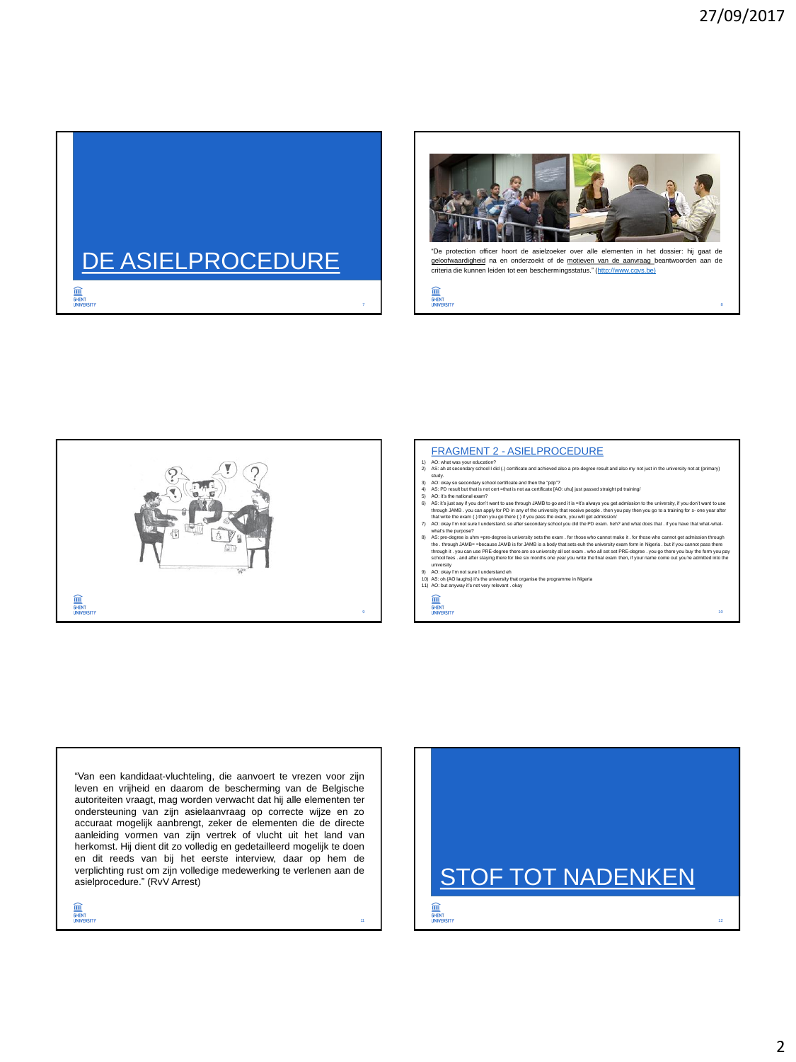# DE ASIELPROCEDURE

"De protection officer hoort de asielzoeker over alle elementen in het dossier: hij gaat de geloofwaardigheid na en onderzoekt of de motieven van de aanvraag beantwoorden aan de criteria die kunnen leiden tot een beschermingsstatus." (http://www.cgvs.be)

## FRAGMENT 2 - ASIELPROCEDURE

1) AO: what was your education?
2) AS: ah at secondary school I did (.) certificate and achieved also a pre-degree result and also my not just in the university not at (primary) study.
3) AO: okay so secondary school certificate and then the "pdp"?
4) AS: PD result but that is not cert =that is not aa certificate [AO: uhu] just passed straight pd training/
5) AO: it's the national exam?
6) AS: it's just say if you don't want to use through JAMB to go and it is =it's always you get admission to the university, if you don't want to use through JAMB . you can apply for PD in any of the university that receive people . then you pay then you go to a training for s- one year after that write the exam (.) then you go there (.) if you pass the exam, you will get admission/
7) AO: okay I'm not sure I understand. so after secondary school you did the PD exam. heh? and what does that . if you have that what-what-what's the purpose?
8) AS: pre-degree is uhm =pre-degree is university sets the exam . for those who cannot make it . for those who cannot get admission through the . through JAMB= =because JAMB is for JAMB is a body that sets euh the university exam form in Nigeria . but if you cannot pass there through it . you can use PRE-degree there are so university all set exam . who all set set PRE-degree . you go there you buy the form you pay school fees . and after staying there for like six months one year you write the final exam then, if your name come out you're admitted into the university
9) AO: okay I'm not sure I understand eh
10) AS: oh (AO laughs) it's the university that organise the programme in Nigeria
11) AO: but anyway it's not very relevant . okay

"Van een kandidaat-vluchteling, die aanvoert te vrezen voor zijn leven en vrijheid en daarom de bescherming van de Belgische autoriteiten vraagt, mag worden verwacht dat hij alle elementen ter ondersteuning van zijn asielaanvraag op correcte wijze en zo accuraat mogelijk aanbrengt, zeker de elementen die de directe aanleiding vormen van zijn vertrek of vlucht uit het land van herkomst. Hij dient dit zo volledig en gedetailleerd mogelijk te doen en dit reeds van bij het eerste interview, daar op hem de verplichting rust om zijn volledige medewerking te verlenen aan de asielprocedure." (RvV Arrest)

# STOF TOT NADENKEN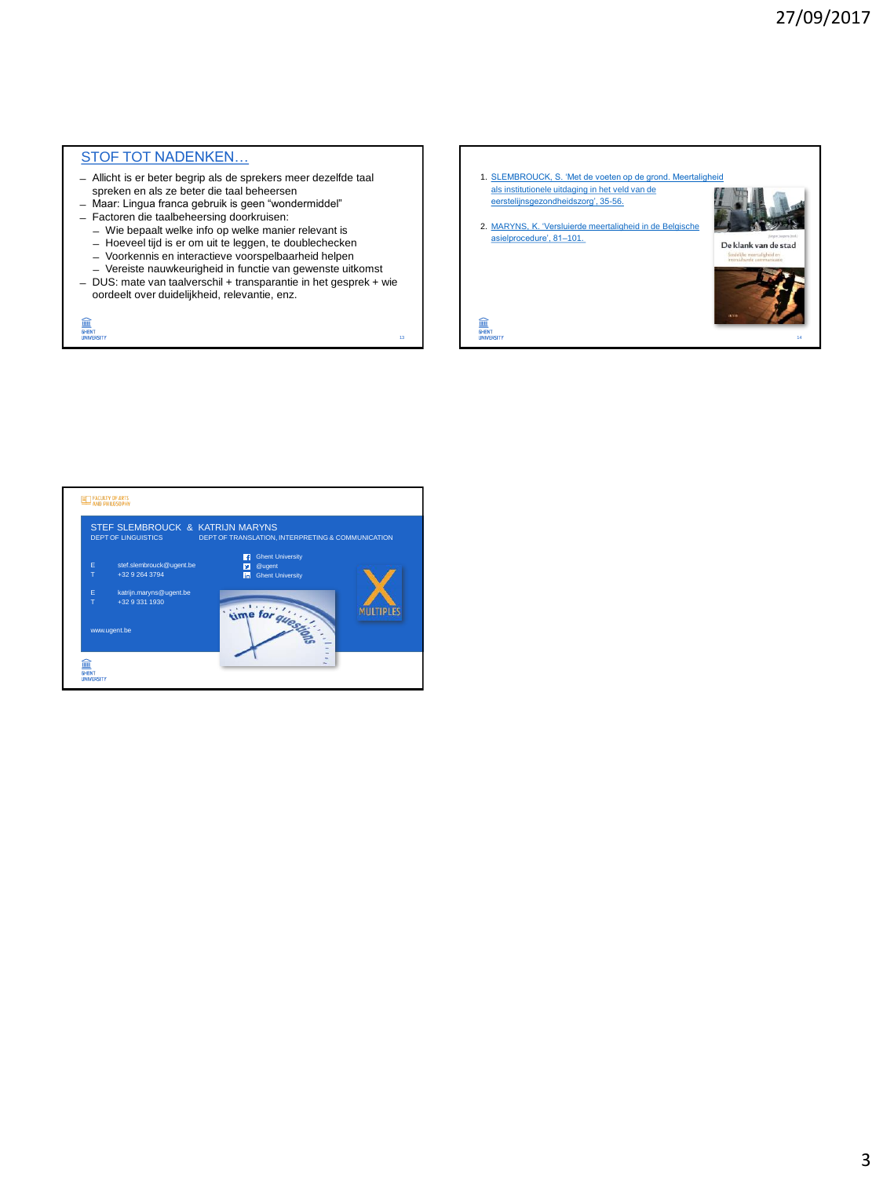## STOF TOT NADENKEN…

- Allicht is er beter begrip als de sprekers meer dezelfde taal spreken en als ze beter die taal beheersen
- Maar: Lingua franca gebruik is geen "wondermiddel"
- Factoren die taalbeheersing doorkruisen:
  - Wie bepaalt welke info op welke manier relevant is
  - Hoeveel tijd is er om uit te leggen, te doublechecken
  - Voorkennis en interactieve voorspelbaarheid helpen
  - Vereiste nauwkeurigheid in functie van gewenste uitkomst
- DUS: mate van taalverschil + transparantie in het gesprek + wie oordeelt over duidelijkheid, relevantie, enz.

1. SLEMBROUCK, S. 'Met de voeten op de grond. Meertaligheid als institutionele uitdaging in het veld van de eerstelijnsgezondheidszorg', 35-56.
2. MARYNS, K. 'Versluierde meertaligheid in de Belgische asielprocedure', 81–101.

De klank van de stad

FACULTY OF ARTS AND PHILOSOPHY

STEF SLEMBROUCK & KATRIJN MARYNS
DEPT OF LINGUISTICS — DEPT OF TRANSLATION, INTERPRETING & COMMUNICATION

E stef.slembrouck@ugent.be
T +32 9 264 3794

E katrijn.maryns@ugent.be
T +32 9 331 1930

www.ugent.be

Ghent University
@ugent
Ghent University

time for questions

MULTIPLES